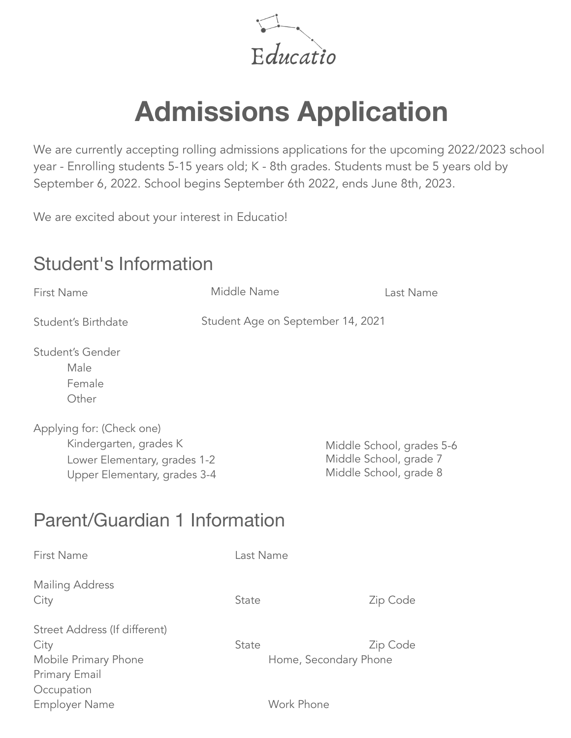Educatio

# Admissions Application

We are currently accepting rolling admissions applications for the upcoming 2022/2023 school year - Enrolling students 5-15 years old; K - 8th grades. Students must be 5 years old by September 6, 2022. School begins September 6th 2022, ends June 8th, 2023.

We are excited about your interest in Educatio!

## Student's Information

First Name  
Middle Name  
Last Name

Student's Birthdate  
Student Age on September 14, 2021

Student's Gender
- Male
- Female
- Other

Applying for: (Check one)
- Kindergarten, grades K
- Lower Elementary, grades 1-2
- Upper Elementary, grades 3-4
- Middle School, grades 5-6
- Middle School, grade 7
- Middle School, grade 8

## Parent/Guardian 1 Information

First Name  
Last Name

Mailing Address  
City  
State  
Zip Code

Street Address (If different)  
City  
State  
Zip Code  
Mobile Primary Phone  
Home, Secondary Phone  
Primary Email  
Occupation  
Employer Name  
Work Phone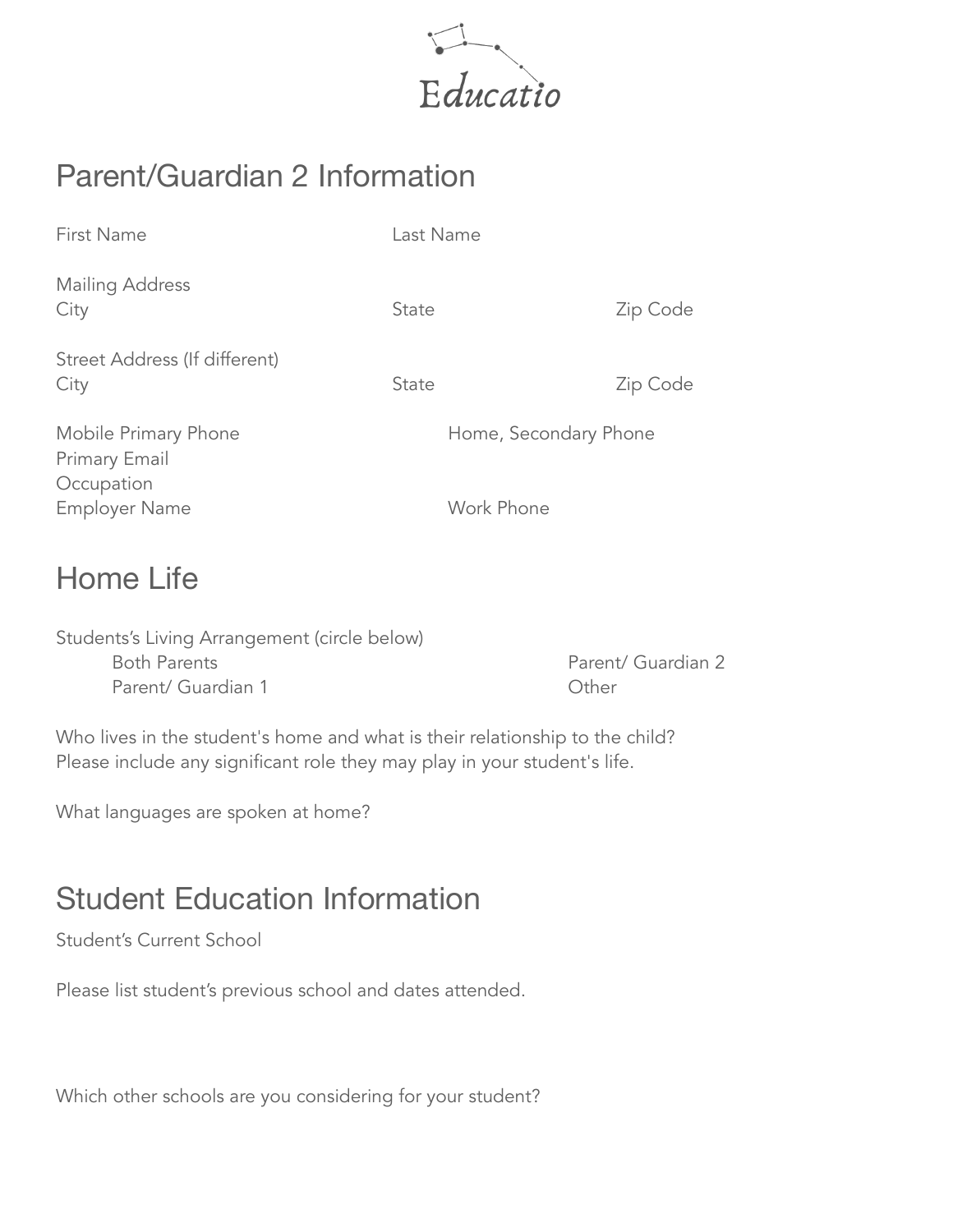Educatio

## Parent/Guardian 2 Information

First Name | Last Name

Mailing Address
City | State | Zip Code

Street Address (If different)
City | State | Zip Code

Mobile Primary Phone | Home, Secondary Phone
Primary Email
Occupation
Employer Name | Work Phone

## Home Life

Students's Living Arrangement (circle below)

- Both Parents
- Parent/ Guardian 1
- Parent/ Guardian 2
- Other

Who lives in the student's home and what is their relationship to the child?
Please include any significant role they may play in your student's life.

What languages are spoken at home?

## Student Education Information

Student's Current School

Please list student's previous school and dates attended.

Which other schools are you considering for your student?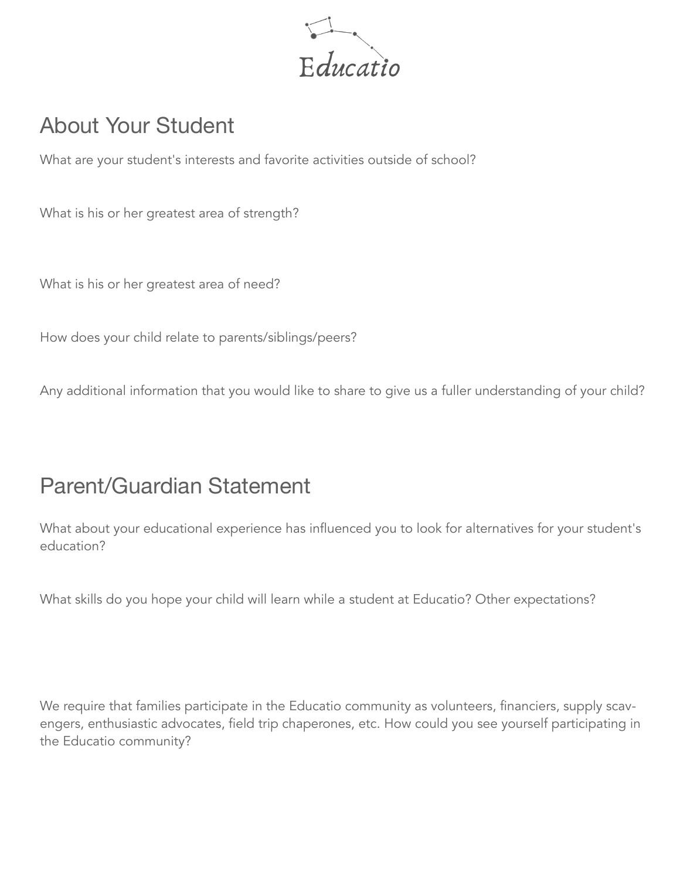Educatio

## About Your Student

What are your student's interests and favorite activities outside of school?

What is his or her greatest area of strength?

What is his or her greatest area of need?

How does your child relate to parents/siblings/peers?

Any additional information that you would like to share to give us a fuller understanding of your child?

## Parent/Guardian Statement

What about your educational experience has influenced you to look for alternatives for your student's education?

What skills do you hope your child will learn while a student at Educatio? Other expectations?

We require that families participate in the Educatio community as volunteers, financiers, supply scavengers, enthusiastic advocates, field trip chaperones, etc. How could you see yourself participating in the Educatio community?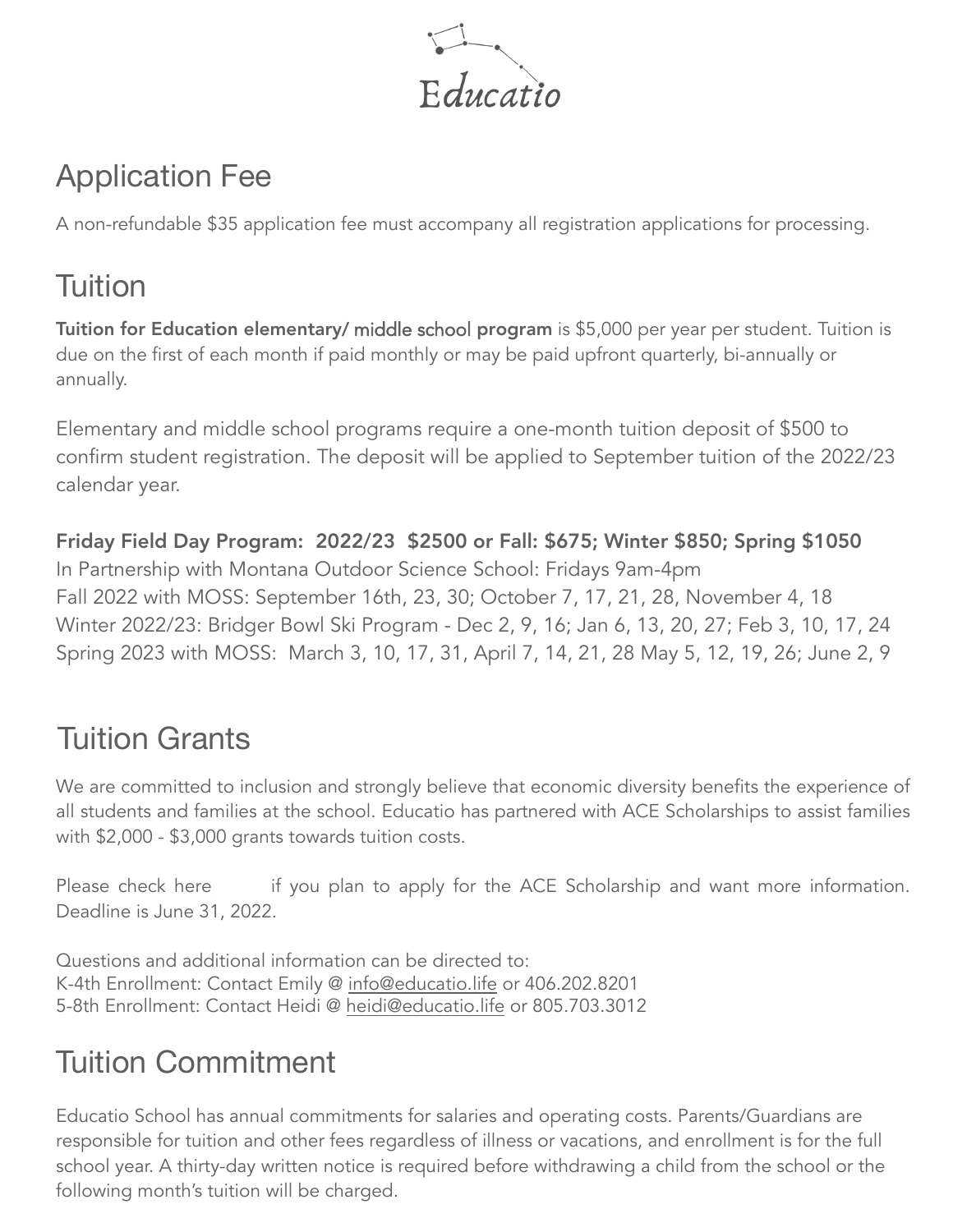Educatio

## Application Fee

A non-refundable $35 application fee must accompany all registration applications for processing.

## Tuition

**Tuition for Education elementary/ middle school program** is $5,000 per year per student. Tuition is due on the first of each month if paid monthly or may be paid upfront quarterly, bi-annually or annually.

Elementary and middle school programs require a one-month tuition deposit of $500 to confirm student registration. The deposit will be applied to September tuition of the 2022/23 calendar year.

**Friday Field Day Program: 2022/23 $2500 or Fall: $675; Winter $850; Spring $1050**
In Partnership with Montana Outdoor Science School: Fridays 9am-4pm
Fall 2022 with MOSS: September 16th, 23, 30; October 7, 17, 21, 28, November 4, 18
Winter 2022/23: Bridger Bowl Ski Program - Dec 2, 9, 16; Jan 6, 13, 20, 27; Feb 3, 10, 17, 24
Spring 2023 with MOSS: March 3, 10, 17, 31, April 7, 14, 21, 28 May 5, 12, 19, 26; June 2, 9

## Tuition Grants

We are committed to inclusion and strongly believe that economic diversity benefits the experience of all students and families at the school. Educatio has partnered with ACE Scholarships to assist families with $2,000 - $3,000 grants towards tuition costs.

Please check here if you plan to apply for the ACE Scholarship and want more information. Deadline is June 31, 2022.

Questions and additional information can be directed to:
K-4th Enrollment: Contact Emily @ info@educatio.life or 406.202.8201
5-8th Enrollment: Contact Heidi @ heidi@educatio.life or 805.703.3012

## Tuition Commitment

Educatio School has annual commitments for salaries and operating costs. Parents/Guardians are responsible for tuition and other fees regardless of illness or vacations, and enrollment is for the full school year. A thirty-day written notice is required before withdrawing a child from the school or the following month's tuition will be charged.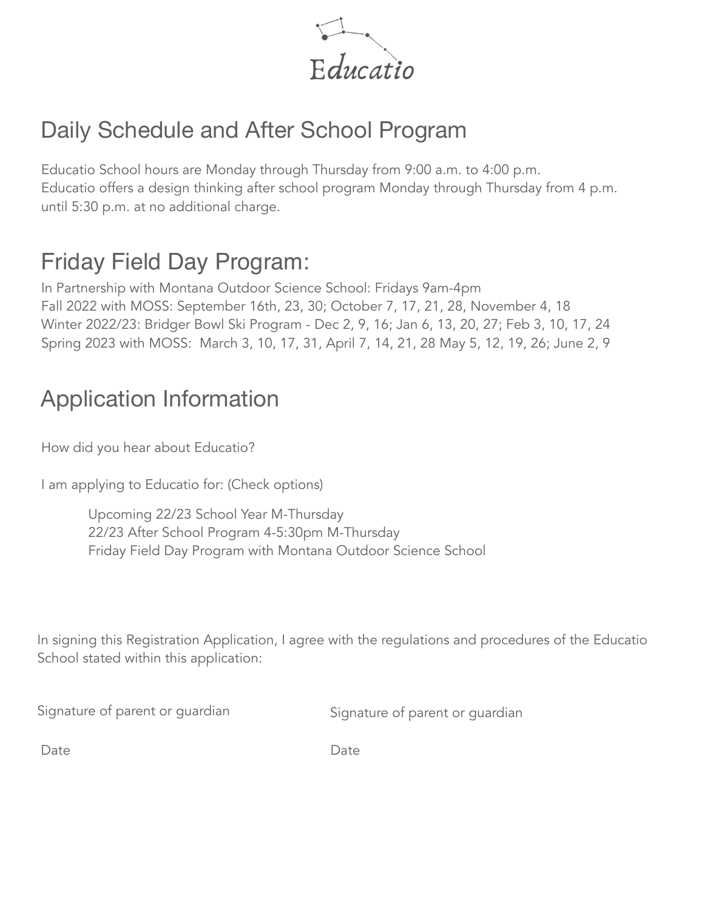Educatio

## Daily Schedule and After School Program

Educatio School hours are Monday through Thursday from 9:00 a.m. to 4:00 p.m.
Educatio offers a design thinking after school program Monday through Thursday from 4 p.m. until 5:30 p.m. at no additional charge.

## Friday Field Day Program:

In Partnership with Montana Outdoor Science School: Fridays 9am-4pm
Fall 2022 with MOSS: September 16th, 23, 30; October 7, 17, 21, 28, November 4, 18
Winter 2022/23: Bridger Bowl Ski Program - Dec 2, 9, 16; Jan 6, 13, 20, 27; Feb 3, 10, 17, 24
Spring 2023 with MOSS: March 3, 10, 17, 31, April 7, 14, 21, 28 May 5, 12, 19, 26; June 2, 9

## Application Information

How did you hear about Educatio?

I am applying to Educatio for: (Check options)

- Upcoming 22/23 School Year M-Thursday
- 22/23 After School Program 4-5:30pm M-Thursday
- Friday Field Day Program with Montana Outdoor Science School

In signing this Registration Application, I agree with the regulations and procedures of the Educatio School stated within this application:

Signature of parent or guardian

Date

Signature of parent or guardian

Date